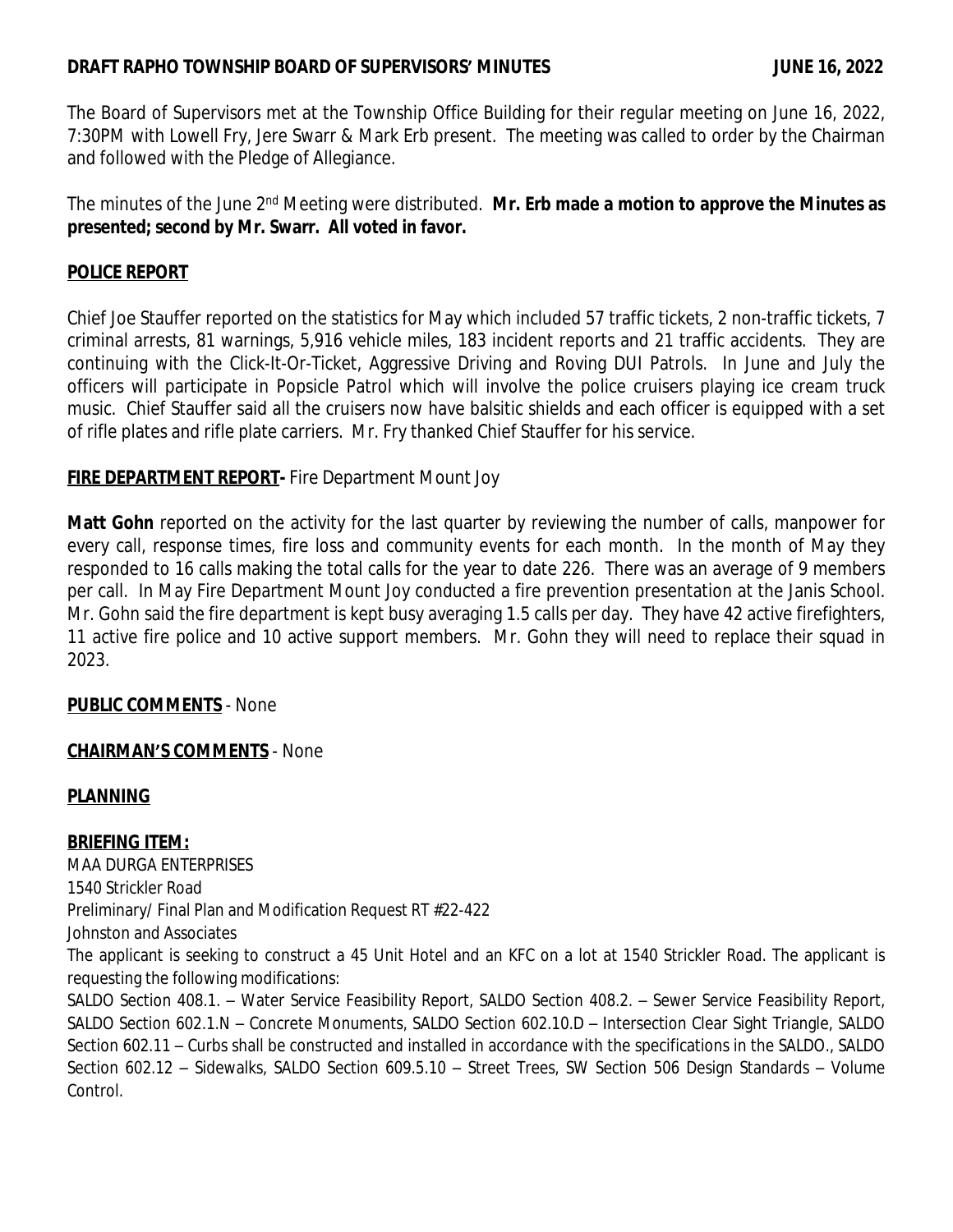**DRAFT RAPHO TOWNSHIP BOARD OF SUPERVISORS' MINUTES JUNE 16, 2022**

The Board of Supervisors met at the Township Office Building for their regular meeting on June 16, 2022, 7:30PM with Lowell Fry, Jere Swarr & Mark Erb present. The meeting was called to order by the Chairman and followed with the Pledge of Allegiance.

The minutes of the June 2nd Meeting were distributed. **Mr. Erb made a motion to approve the Minutes as presented; second by Mr. Swarr. All voted in favor.**

## POLICE REPORT

Chief Joe Stauffer reported on the statistics for May which included 57 traffic tickets, 2 non-traffic tickets, 7 criminal arrests, 81 warnings, 5,916 vehicle miles, 183 incident reports and 21 traffic accidents. They are continuing with the Click-It-Or-Ticket, Aggressive Driving and Roving DUI Patrols. In June and July the officers will participate in Popsicle Patrol which will involve the police cruisers playing ice cream truck music. Chief Stauffer said all the cruisers now have balsitic shields and each officer is equipped with a set of rifle plates and rifle plate carriers. Mr. Fry thanked Chief Stauffer for his service.

## FIRE DEPARTMENT REPORT- Fire Department Mount Joy

**Matt Gohn** reported on the activity for the last quarter by reviewing the number of calls, manpower for every call, response times, fire loss and community events for each month. In the month of May they responded to 16 calls making the total calls for the year to date 226. There was an average of 9 members per call. In May Fire Department Mount Joy conducted a fire prevention presentation at the Janis School. Mr. Gohn said the fire department is kept busy averaging 1.5 calls per day. They have 42 active firefighters, 11 active fire police and 10 active support members. Mr. Gohn they will need to replace their squad in 2023.

## PUBLIC COMMENTS - None

## CHAIRMAN'S COMMENTS - None

## PLANNING

### BRIEFING ITEM:

MAA DURGA ENTERPRISES
1540 Strickler Road
Preliminary/ Final Plan and Modification Request RT #22-422
Johnston and Associates

The applicant is seeking to construct a 45 Unit Hotel and an KFC on a lot at 1540 Strickler Road. The applicant is requesting the following modifications:

SALDO Section 408.1. – Water Service Feasibility Report, SALDO Section 408.2. – Sewer Service Feasibility Report, SALDO Section 602.1.N – Concrete Monuments, SALDO Section 602.10.D – Intersection Clear Sight Triangle, SALDO Section 602.11 – Curbs shall be constructed and installed in accordance with the specifications in the SALDO., SALDO Section 602.12 – Sidewalks, SALDO Section 609.5.10 – Street Trees, SW Section 506 Design Standards – Volume Control.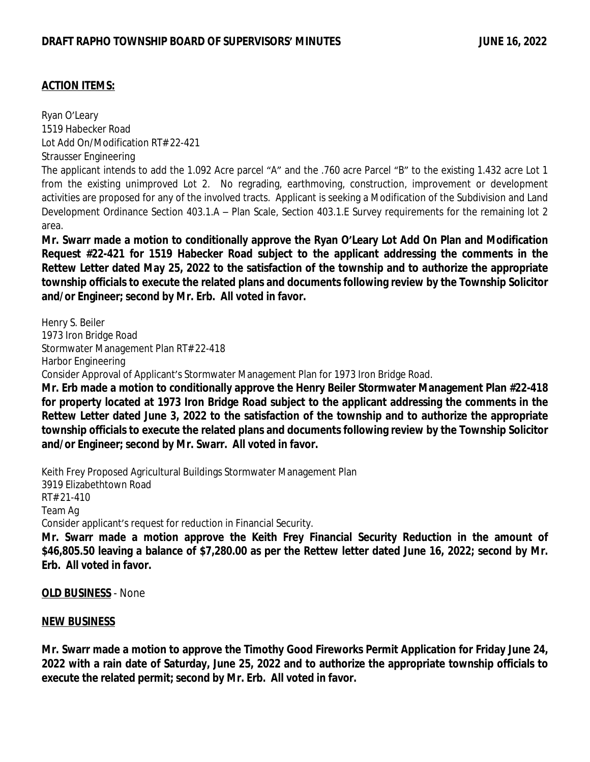**ACTION ITEMS:**

Ryan O'Leary
1519 Habecker Road
Lot Add On/Modification RT# 22-421
Strausser Engineering

The applicant intends to add the 1.092 Acre parcel "A" and the .760 acre Parcel "B" to the existing 1.432 acre Lot 1 from the existing unimproved Lot 2. No regrading, earthmoving, construction, improvement or development activities are proposed for any of the involved tracts. Applicant is seeking a Modification of the Subdivision and Land Development Ordinance Section 403.1.A – Plan Scale, Section 403.1.E Survey requirements for the remaining lot 2 area.

**Mr. Swarr made a motion to conditionally approve the Ryan O'Leary Lot Add On Plan and Modification Request #22-421 for 1519 Habecker Road subject to the applicant addressing the comments in the Rettew Letter dated May 25, 2022 to the satisfaction of the township and to authorize the appropriate township officials to execute the related plans and documents following review by the Township Solicitor and/or Engineer; second by Mr. Erb. All voted in favor.**

Henry S. Beiler
1973 Iron Bridge Road
Stormwater Management Plan RT# 22-418
Harbor Engineering

Consider Approval of Applicant's Stormwater Management Plan for 1973 Iron Bridge Road.

**Mr. Erb made a motion to conditionally approve the Henry Beiler Stormwater Management Plan #22-418 for property located at 1973 Iron Bridge Road subject to the applicant addressing the comments in the Rettew Letter dated June 3, 2022 to the satisfaction of the township and to authorize the appropriate township officials to execute the related plans and documents following review by the Township Solicitor and/or Engineer; second by Mr. Swarr. All voted in favor.**

Keith Frey Proposed Agricultural Buildings Stormwater Management Plan
3919 Elizabethtown Road
RT# 21-410
Team Ag

Consider applicant's request for reduction in Financial Security.

**Mr. Swarr made a motion approve the Keith Frey Financial Security Reduction in the amount of $46,805.50 leaving a balance of $7,280.00 as per the Rettew letter dated June 16, 2022; second by Mr. Erb. All voted in favor.**

**OLD BUSINESS** - None

**NEW BUSINESS**

**Mr. Swarr made a motion to approve the Timothy Good Fireworks Permit Application for Friday June 24, 2022 with a rain date of Saturday, June 25, 2022 and to authorize the appropriate township officials to execute the related permit; second by Mr. Erb. All voted in favor.**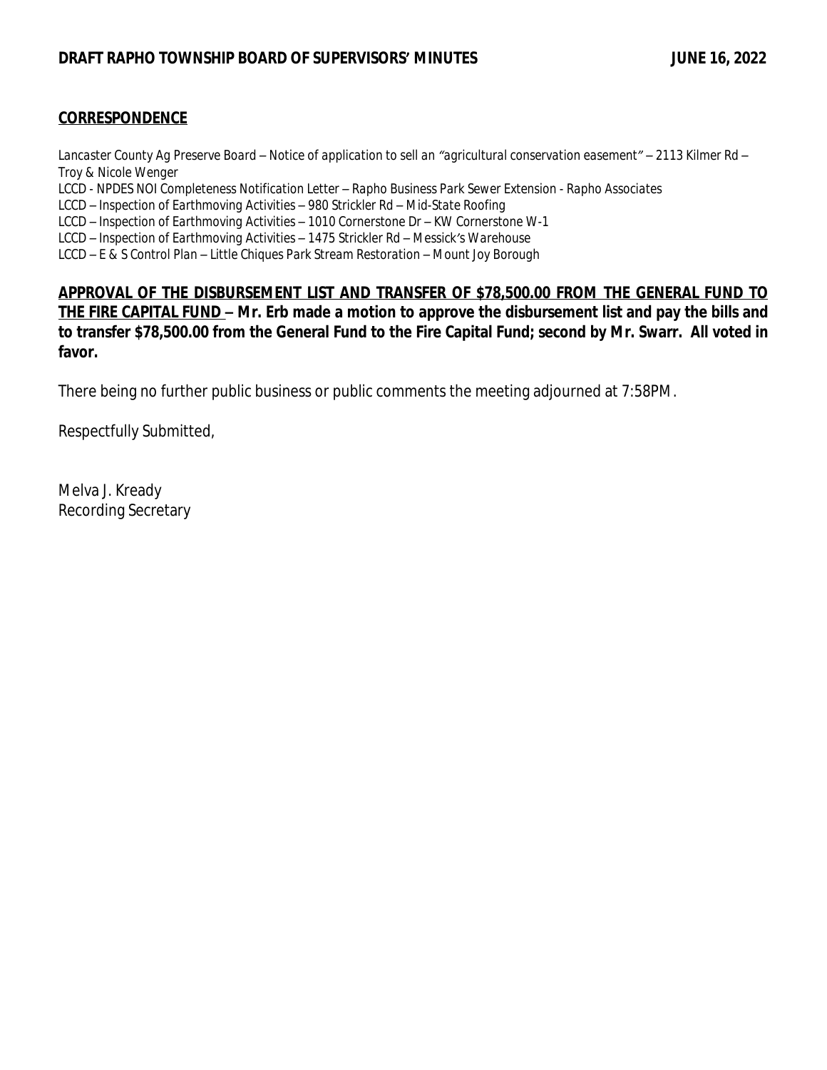**CORRESPONDENCE**

Lancaster County Ag Preserve Board – Notice of application to sell an "agricultural conservation easement" – 2113 Kilmer Rd – Troy & Nicole Wenger
LCCD - NPDES NOI Completeness Notification Letter – Rapho Business Park Sewer Extension - Rapho Associates
LCCD – Inspection of Earthmoving Activities – 980 Strickler Rd – Mid-State Roofing
LCCD – Inspection of Earthmoving Activities – 1010 Cornerstone Dr – KW Cornerstone W-1
LCCD – Inspection of Earthmoving Activities – 1475 Strickler Rd – Messick's Warehouse
LCCD – E & S Control Plan – Little Chiques Park Stream Restoration – Mount Joy Borough

**APPROVAL OF THE DISBURSEMENT LIST AND TRANSFER OF $78,500.00 FROM THE GENERAL FUND TO THE FIRE CAPITAL FUND – Mr. Erb made a motion to approve the disbursement list and pay the bills and to transfer $78,500.00 from the General Fund to the Fire Capital Fund; second by Mr. Swarr. All voted in favor.**

There being no further public business or public comments the meeting adjourned at 7:58PM.

Respectfully Submitted,

Melva J. Kready
Recording Secretary